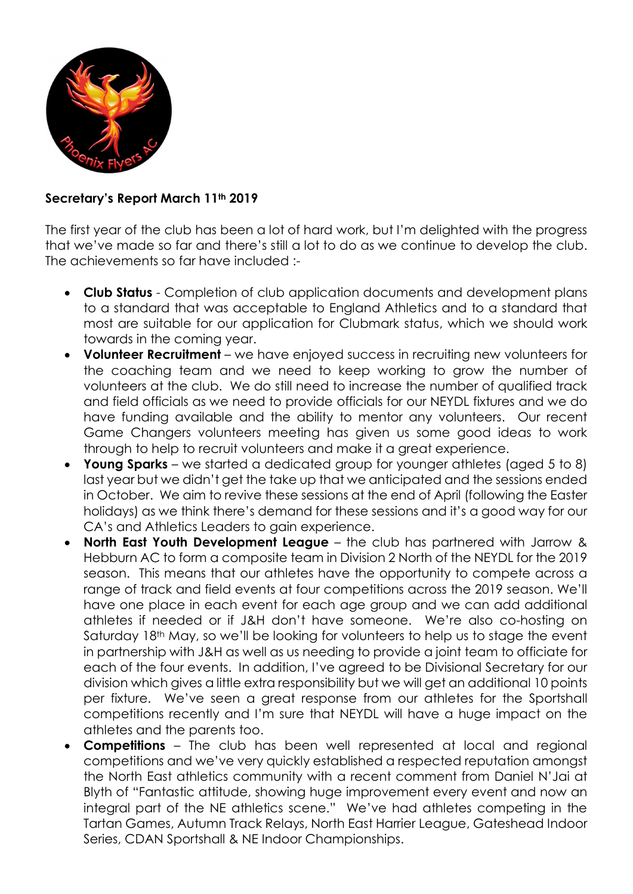**Secretary's Report March 11th 2019**

The first year of the club has been a lot of hard work, but I'm delighted with the progress that we've made so far and there's still a lot to do as we continue to develop the club. The achievements so far have included :-

- **Club Status** - Completion of club application documents and development plans to a standard that was acceptable to England Athletics and to a standard that most are suitable for our application for Clubmark status, which we should work towards in the coming year.
- **Volunteer Recruitment** – we have enjoyed success in recruiting new volunteers for the coaching team and we need to keep working to grow the number of volunteers at the club. We do still need to increase the number of qualified track and field officials as we need to provide officials for our NEYDL fixtures and we do have funding available and the ability to mentor any volunteers. Our recent Game Changers volunteers meeting has given us some good ideas to work through to help to recruit volunteers and make it a great experience.
- **Young Sparks** – we started a dedicated group for younger athletes (aged 5 to 8) last year but we didn't get the take up that we anticipated and the sessions ended in October. We aim to revive these sessions at the end of April (following the Easter holidays) as we think there's demand for these sessions and it's a good way for our CA's and Athletics Leaders to gain experience.
- **North East Youth Development League** – the club has partnered with Jarrow & Hebburn AC to form a composite team in Division 2 North of the NEYDL for the 2019 season. This means that our athletes have the opportunity to compete across a range of track and field events at four competitions across the 2019 season. We'll have one place in each event for each age group and we can add additional athletes if needed or if J&H don't have someone. We're also co-hosting on Saturday 18th May, so we'll be looking for volunteers to help us to stage the event in partnership with J&H as well as us needing to provide a joint team to officiate for each of the four events. In addition, I've agreed to be Divisional Secretary for our division which gives a little extra responsibility but we will get an additional 10 points per fixture. We've seen a great response from our athletes for the Sportshall competitions recently and I'm sure that NEYDL will have a huge impact on the athletes and the parents too.
- **Competitions** – The club has been well represented at local and regional competitions and we've very quickly established a respected reputation amongst the North East athletics community with a recent comment from Daniel N'Jai at Blyth of "Fantastic attitude, showing huge improvement every event and now an integral part of the NE athletics scene." We've had athletes competing in the Tartan Games, Autumn Track Relays, North East Harrier League, Gateshead Indoor Series, CDAN Sportshall & NE Indoor Championships.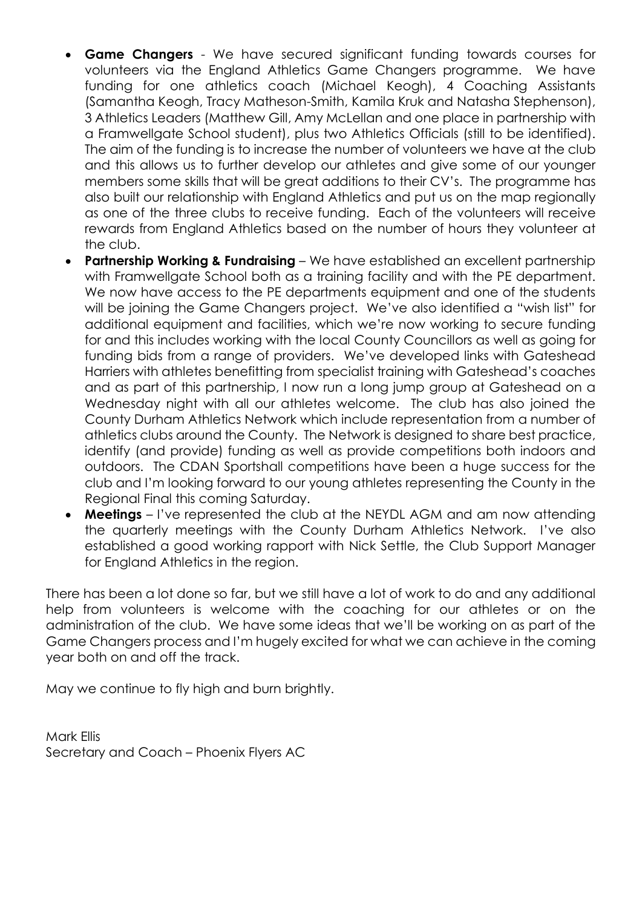- **Game Changers** - We have secured significant funding towards courses for volunteers via the England Athletics Game Changers programme. We have funding for one athletics coach (Michael Keogh), 4 Coaching Assistants (Samantha Keogh, Tracy Matheson-Smith, Kamila Kruk and Natasha Stephenson), 3 Athletics Leaders (Matthew Gill, Amy McLellan and one place in partnership with a Framwellgate School student), plus two Athletics Officials (still to be identified). The aim of the funding is to increase the number of volunteers we have at the club and this allows us to further develop our athletes and give some of our younger members some skills that will be great additions to their CV's. The programme has also built our relationship with England Athletics and put us on the map regionally as one of the three clubs to receive funding. Each of the volunteers will receive rewards from England Athletics based on the number of hours they volunteer at the club.
- **Partnership Working & Fundraising** – We have established an excellent partnership with Framwellgate School both as a training facility and with the PE department. We now have access to the PE departments equipment and one of the students will be joining the Game Changers project. We've also identified a "wish list" for additional equipment and facilities, which we're now working to secure funding for and this includes working with the local County Councillors as well as going for funding bids from a range of providers. We've developed links with Gateshead Harriers with athletes benefitting from specialist training with Gateshead's coaches and as part of this partnership, I now run a long jump group at Gateshead on a Wednesday night with all our athletes welcome. The club has also joined the County Durham Athletics Network which include representation from a number of athletics clubs around the County. The Network is designed to share best practice, identify (and provide) funding as well as provide competitions both indoors and outdoors. The CDAN Sportshall competitions have been a huge success for the club and I'm looking forward to our young athletes representing the County in the Regional Final this coming Saturday.
- **Meetings** – I've represented the club at the NEYDL AGM and am now attending the quarterly meetings with the County Durham Athletics Network. I've also established a good working rapport with Nick Settle, the Club Support Manager for England Athletics in the region.

There has been a lot done so far, but we still have a lot of work to do and any additional help from volunteers is welcome with the coaching for our athletes or on the administration of the club. We have some ideas that we'll be working on as part of the Game Changers process and I'm hugely excited for what we can achieve in the coming year both on and off the track.

May we continue to fly high and burn brightly.

Mark Ellis
Secretary and Coach – Phoenix Flyers AC